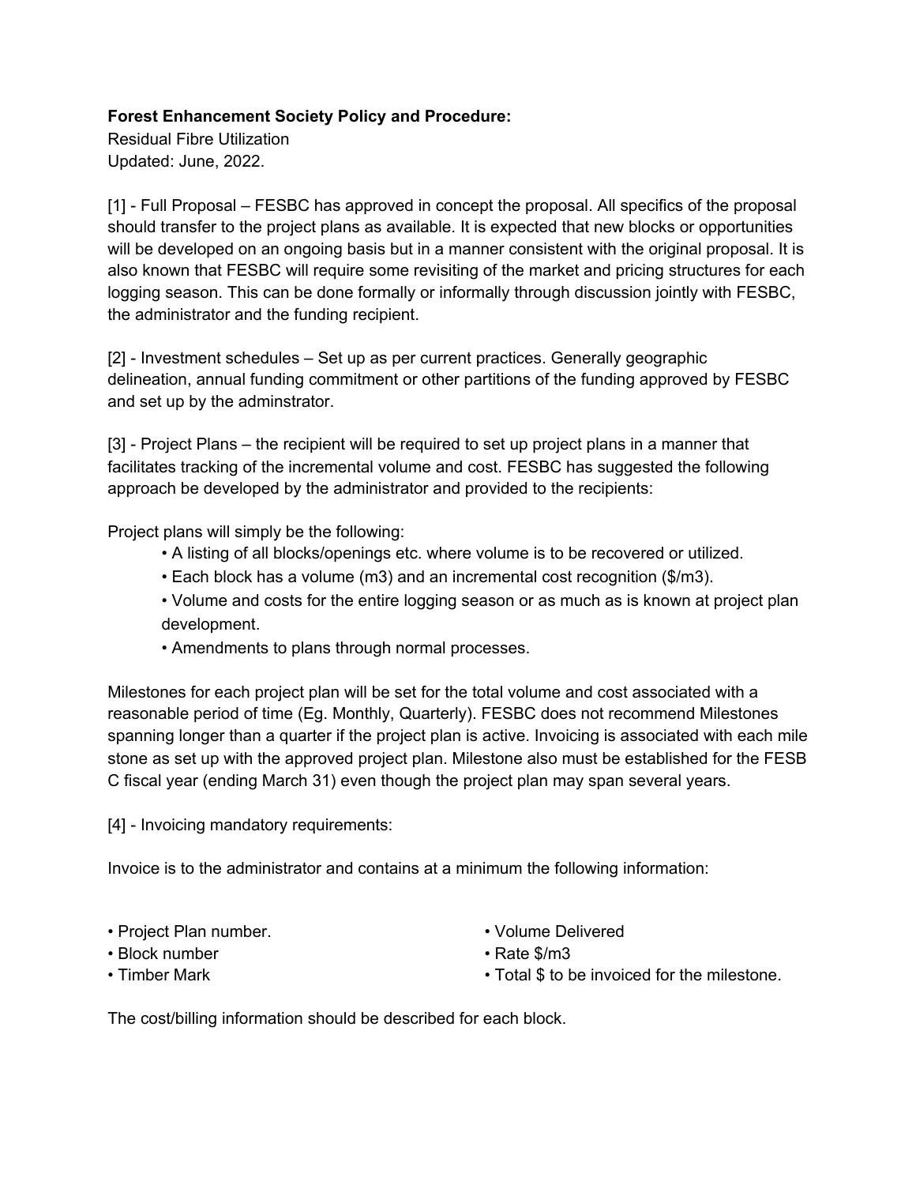**Forest Enhancement Society Policy and Procedure:**
Residual Fibre Utilization
Updated: June, 2022.

[1] - Full Proposal – FESBC has approved in concept the proposal. All specifics of the proposal should transfer to the project plans as available. It is expected that new blocks or opportunities will be developed on an ongoing basis but in a manner consistent with the original proposal. It is also known that FESBC will require some revisiting of the market and pricing structures for each logging season. This can be done formally or informally through discussion jointly with FESBC, the administrator and the funding recipient.

[2] - Investment schedules – Set up as per current practices. Generally geographic delineation, annual funding commitment or other partitions of the funding approved by FESBC and set up by the adminstrator.

[3] - Project Plans – the recipient will be required to set up project plans in a manner that facilitates tracking of the incremental volume and cost. FESBC has suggested the following approach be developed by the administrator and provided to the recipients:

Project plans will simply be the following:

- A listing of all blocks/openings etc. where volume is to be recovered or utilized.
- Each block has a volume (m3) and an incremental cost recognition ($/m3).
- Volume and costs for the entire logging season or as much as is known at project plan development.
- Amendments to plans through normal processes.

Milestones for each project plan will be set for the total volume and cost associated with a reasonable period of time (Eg. Monthly, Quarterly). FESBC does not recommend Milestones spanning longer than a quarter if the project plan is active. Invoicing is associated with each mile stone as set up with the approved project plan. Milestone also must be established for the FESB C fiscal year (ending March 31) even though the project plan may span several years.

[4] - Invoicing mandatory requirements:

Invoice is to the administrator and contains at a minimum the following information:

- Project Plan number.
- Block number
- Timber Mark
- Volume Delivered
- Rate $/m3
- Total $ to be invoiced for the milestone.

The cost/billing information should be described for each block.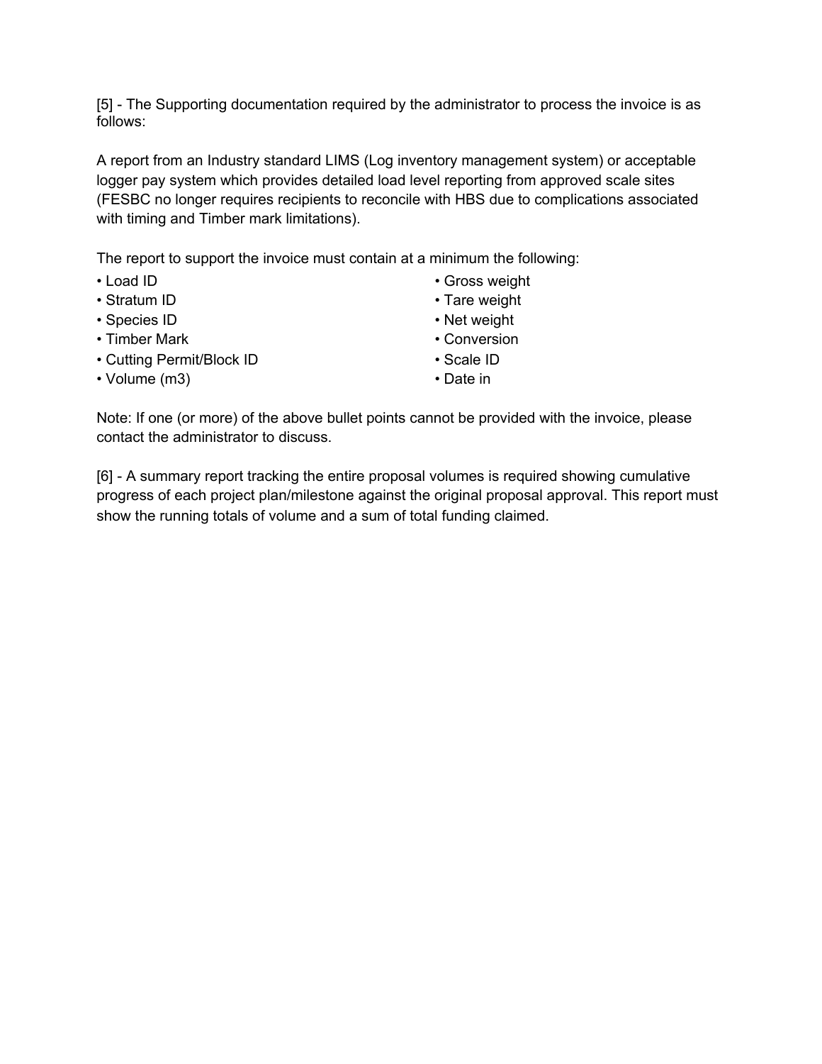[5] - The Supporting documentation required by the administrator to process the invoice is as follows:

A report from an Industry standard LIMS (Log inventory management system) or acceptable logger pay system which provides detailed load level reporting from approved scale sites (FESBC no longer requires recipients to reconcile with HBS due to complications associated with timing and Timber mark limitations).

The report to support the invoice must contain at a minimum the following:

- Load ID
- Stratum ID
- Species ID
- Timber Mark
- Cutting Permit/Block ID
- Volume (m3)
- Gross weight
- Tare weight
- Net weight
- Conversion
- Scale ID
- Date in

Note: If one (or more) of the above bullet points cannot be provided with the invoice, please contact the administrator to discuss.

[6] - A summary report tracking the entire proposal volumes is required showing cumulative progress of each project plan/milestone against the original proposal approval. This report must show the running totals of volume and a sum of total funding claimed.